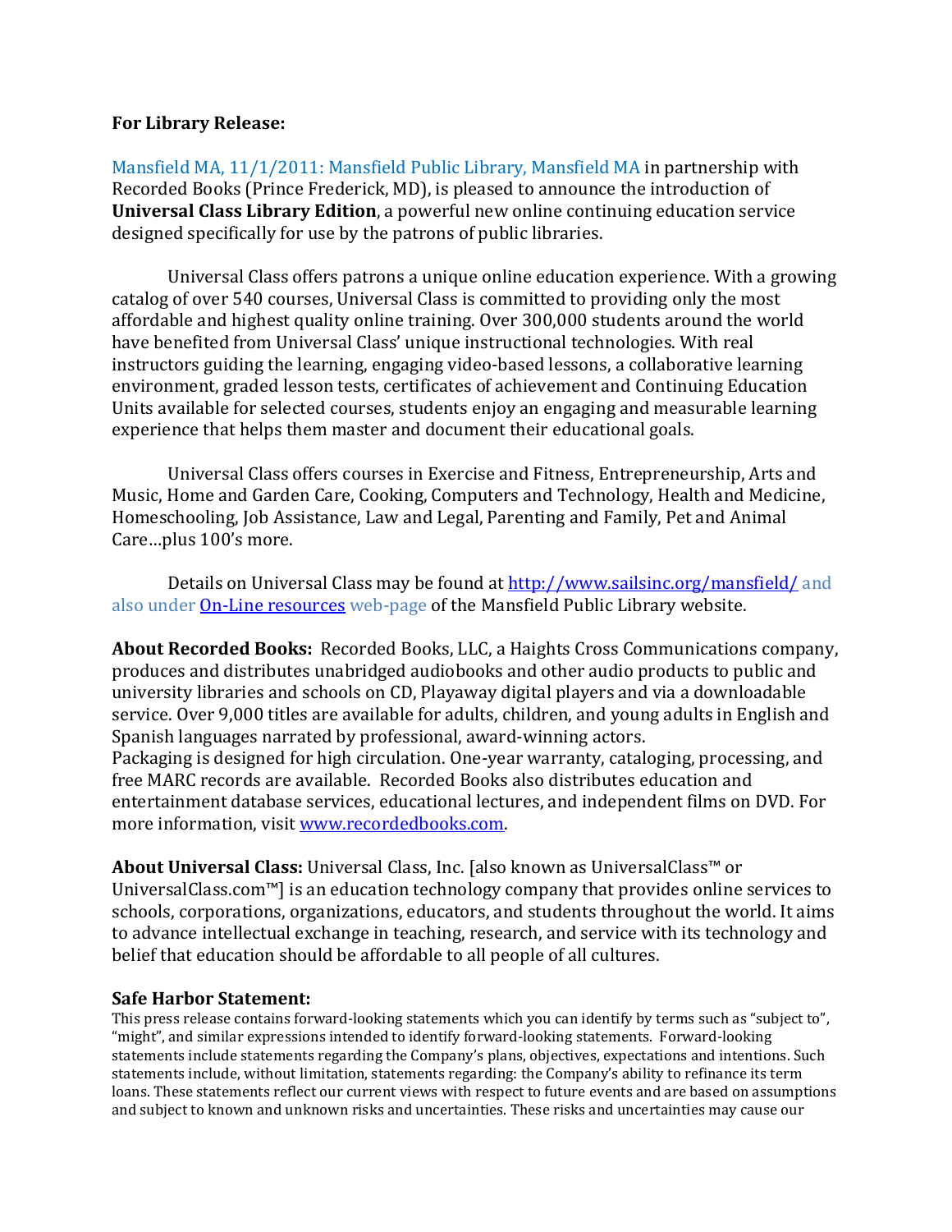**For Library Release:**

Mansfield MA, 11/1/2011: Mansfield Public Library, Mansfield MA in partnership with Recorded Books (Prince Frederick, MD), is pleased to announce the introduction of **Universal Class Library Edition**, a powerful new online continuing education service designed specifically for use by the patrons of public libraries.

Universal Class offers patrons a unique online education experience. With a growing catalog of over 540 courses, Universal Class is committed to providing only the most affordable and highest quality online training. Over 300,000 students around the world have benefited from Universal Class' unique instructional technologies. With real instructors guiding the learning, engaging video-based lessons, a collaborative learning environment, graded lesson tests, certificates of achievement and Continuing Education Units available for selected courses, students enjoy an engaging and measurable learning experience that helps them master and document their educational goals.

Universal Class offers courses in Exercise and Fitness, Entrepreneurship, Arts and Music, Home and Garden Care, Cooking, Computers and Technology, Health and Medicine, Homeschooling, Job Assistance, Law and Legal, Parenting and Family, Pet and Animal Care…plus 100's more.

Details on Universal Class may be found at http://www.sailsinc.org/mansfield/ and also under On-Line resources web-page of the Mansfield Public Library website.

**About Recorded Books:** Recorded Books, LLC, a Haights Cross Communications company, produces and distributes unabridged audiobooks and other audio products to public and university libraries and schools on CD, Playaway digital players and via a downloadable service. Over 9,000 titles are available for adults, children, and young adults in English and Spanish languages narrated by professional, award-winning actors.
Packaging is designed for high circulation. One-year warranty, cataloging, processing, and free MARC records are available. Recorded Books also distributes education and entertainment database services, educational lectures, and independent films on DVD. For more information, visit www.recordedbooks.com.

**About Universal Class:** Universal Class, Inc. [also known as UniversalClass™ or UniversalClass.com™] is an education technology company that provides online services to schools, corporations, organizations, educators, and students throughout the world. It aims to advance intellectual exchange in teaching, research, and service with its technology and belief that education should be affordable to all people of all cultures.

**Safe Harbor Statement:**
This press release contains forward-looking statements which you can identify by terms such as "subject to", "might", and similar expressions intended to identify forward-looking statements. Forward-looking statements include statements regarding the Company's plans, objectives, expectations and intentions. Such statements include, without limitation, statements regarding: the Company's ability to refinance its term loans. These statements reflect our current views with respect to future events and are based on assumptions and subject to known and unknown risks and uncertainties. These risks and uncertainties may cause our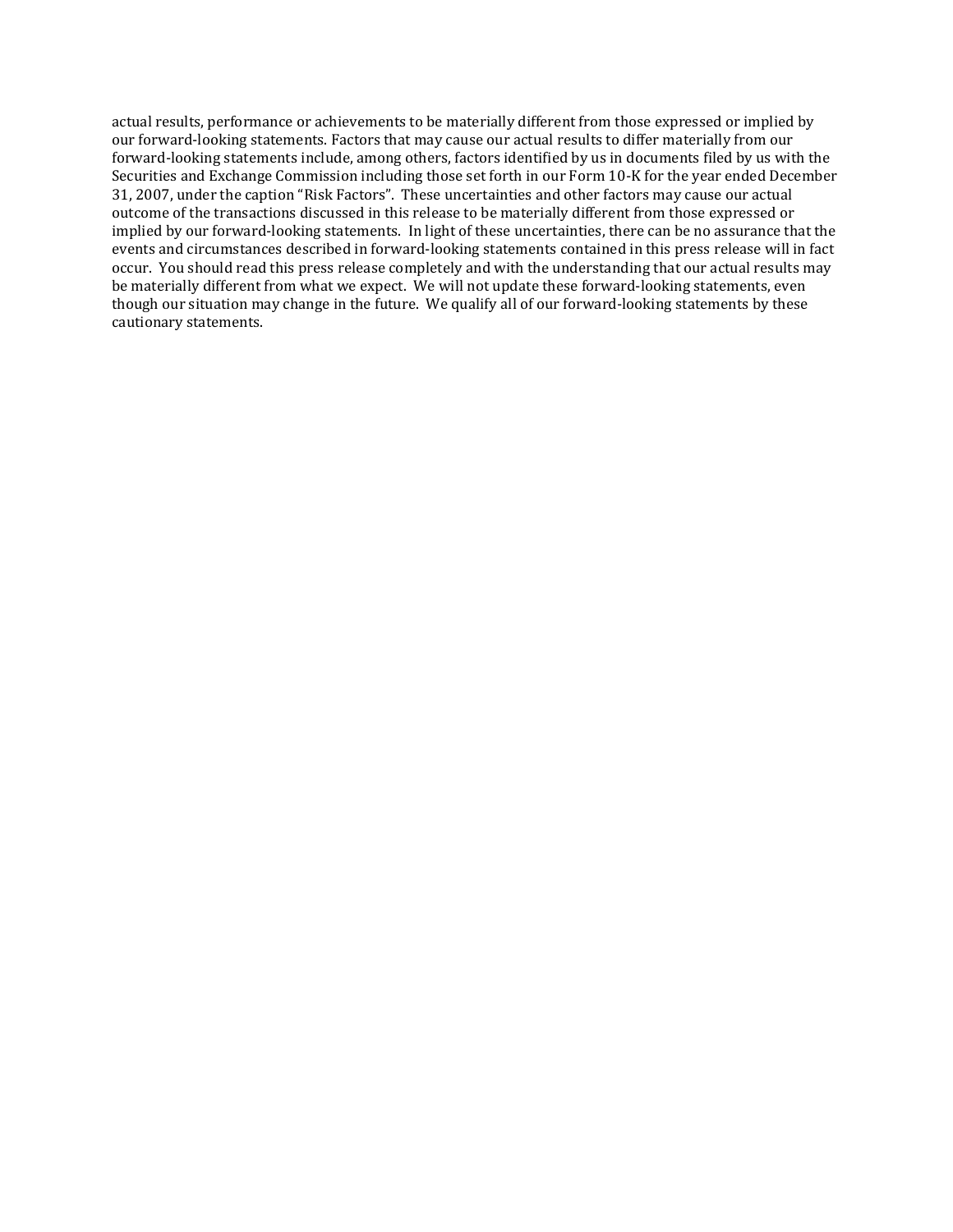actual results, performance or achievements to be materially different from those expressed or implied by our forward-looking statements. Factors that may cause our actual results to differ materially from our forward-looking statements include, among others, factors identified by us in documents filed by us with the Securities and Exchange Commission including those set forth in our Form 10-K for the year ended December 31, 2007, under the caption "Risk Factors". These uncertainties and other factors may cause our actual outcome of the transactions discussed in this release to be materially different from those expressed or implied by our forward-looking statements. In light of these uncertainties, there can be no assurance that the events and circumstances described in forward-looking statements contained in this press release will in fact occur. You should read this press release completely and with the understanding that our actual results may be materially different from what we expect. We will not update these forward-looking statements, even though our situation may change in the future. We qualify all of our forward-looking statements by these cautionary statements.